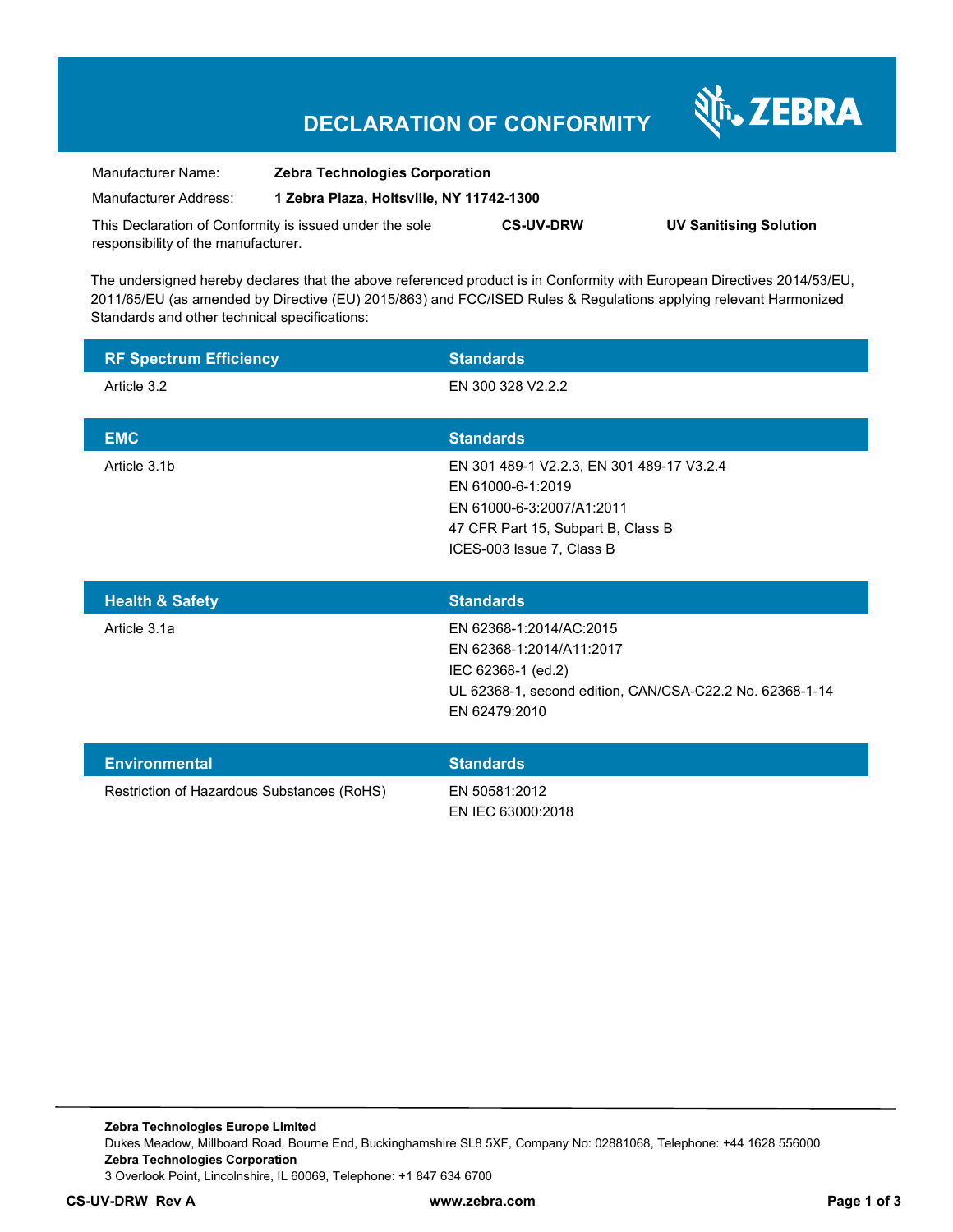# DECLARATION OF CONFORMITY

ZEBRA

| | |
|---|---|
| Manufacturer Name: | **Zebra Technologies Corporation** |
| Manufacturer Address: | **1 Zebra Plaza, Holtsville, NY 11742-1300** |

This Declaration of Conformity is issued under the sole responsibility of the manufacturer. **CS-UV-DRW** **UV Sanitising Solution**

The undersigned hereby declares that the above referenced product is in Conformity with European Directives 2014/53/EU, 2011/65/EU (as amended by Directive (EU) 2015/863) and FCC/ISED Rules & Regulations applying relevant Harmonized Standards and other technical specifications:

| RF Spectrum Efficiency | Standards |
|---|---|
| Article 3.2 | EN 300 328 V2.2.2 |

| EMC | Standards |
|---|---|
| Article 3.1b | EN 301 489-1 V2.2.3, EN 301 489-17 V3.2.4<br>EN 61000-6-1:2019<br>EN 61000-6-3:2007/A1:2011<br>47 CFR Part 15, Subpart B, Class B<br>ICES-003 Issue 7, Class B |

| Health & Safety | Standards |
|---|---|
| Article 3.1a | EN 62368-1:2014/AC:2015<br>EN 62368-1:2014/A11:2017<br>IEC 62368-1 (ed.2)<br>UL 62368-1, second edition, CAN/CSA-C22.2 No. 62368-1-14<br>EN 62479:2010 |

| Environmental | Standards |
|---|---|
| Restriction of Hazardous Substances (RoHS) | EN 50581:2012<br>EN IEC 63000:2018 |

**Zebra Technologies Europe Limited**
Dukes Meadow, Millboard Road, Bourne End, Buckinghamshire SL8 5XF, Company No: 02881068, Telephone: +44 1628 556000
**Zebra Technologies Corporation**
3 Overlook Point, Lincolnshire, IL 60069, Telephone: +1 847 634 6700

**CS-UV-DRW Rev A** **www.zebra.com**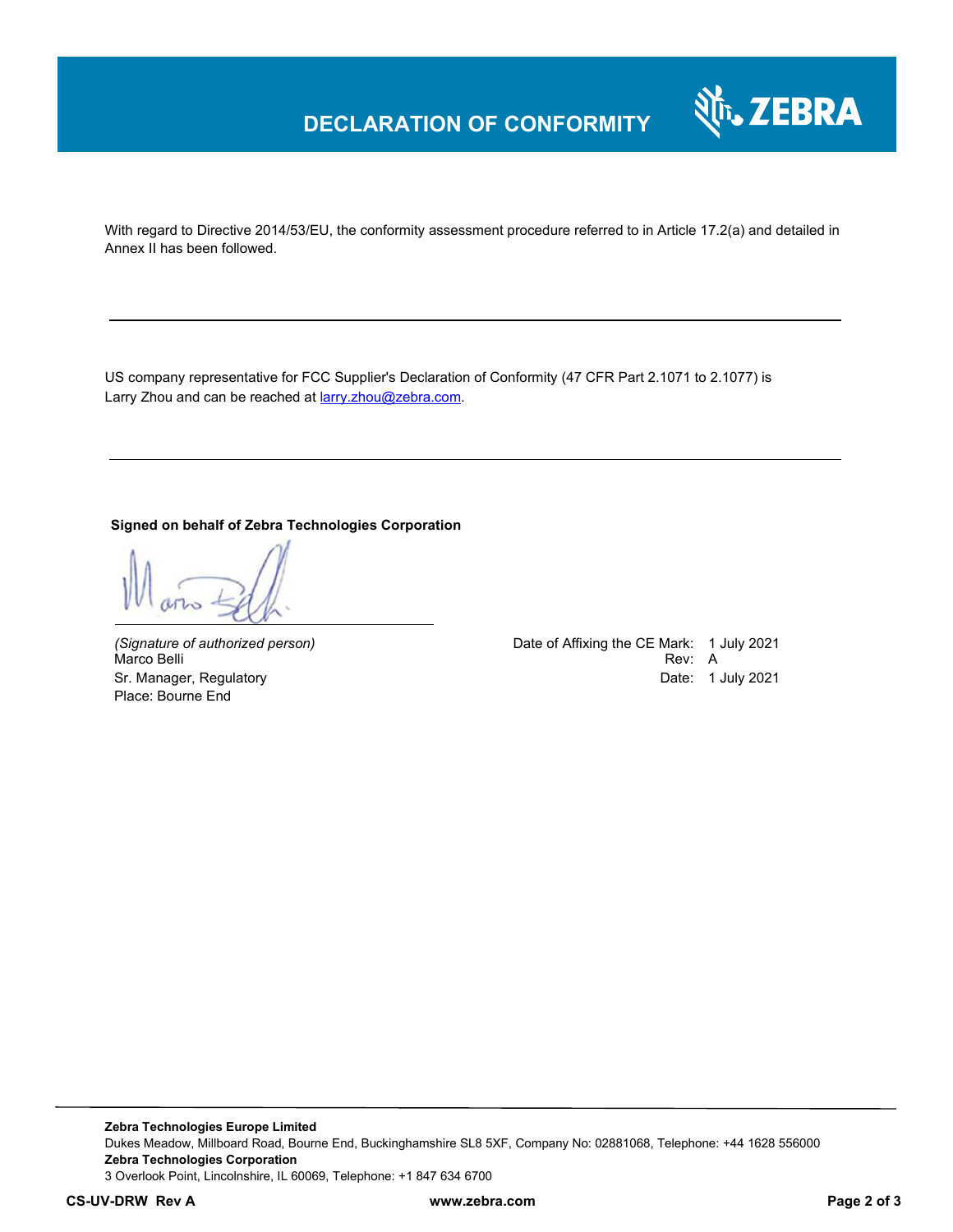# DECLARATION OF CONFORMITY

With regard to Directive 2014/53/EU, the conformity assessment procedure referred to in Article 17.2(a) and detailed in Annex II has been followed.

---

US company representative for FCC Supplier's Declaration of Conformity (47 CFR Part 2.1071 to 2.1077) is Larry Zhou and can be reached at larry.zhou@zebra.com.

---

**Signed on behalf of Zebra Technologies Corporation**

*(Signature of authorized person)*
Marco Belli
Sr. Manager, Regulatory
Place: Bourne End

Date of Affixing the CE Mark: 1 July 2021
Rev: A
Date: 1 July 2021

---

**Zebra Technologies Europe Limited**
Dukes Meadow, Millboard Road, Bourne End, Buckinghamshire SL8 5XF, Company No: 02881068, Telephone: +44 1628 556000
**Zebra Technologies Corporation**
3 Overlook Point, Lincolnshire, IL 60069, Telephone: +1 847 634 6700

**CS-UV-DRW Rev A** **www.zebra.com**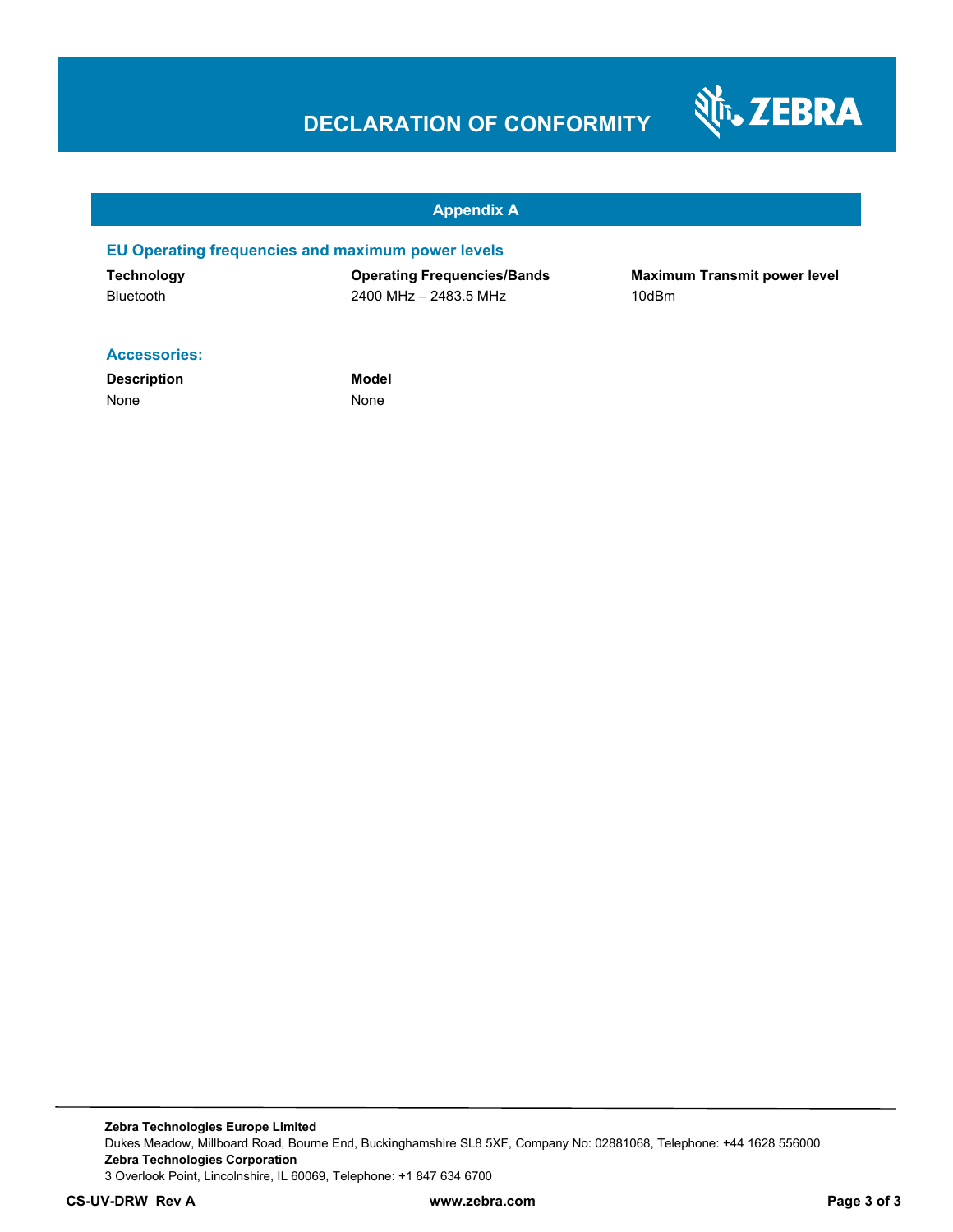# DECLARATION OF CONFORMITY

## Appendix A

### EU Operating frequencies and maximum power levels

| Technology | Operating Frequencies/Bands | Maximum Transmit power level |
| --- | --- | --- |
| Bluetooth | 2400 MHz – 2483.5 MHz | 10dBm |

### Accessories:

| Description | Model |
| --- | --- |
| None | None |

**Zebra Technologies Europe Limited**
Dukes Meadow, Millboard Road, Bourne End, Buckinghamshire SL8 5XF, Company No: 02881068, Telephone: +44 1628 556000
**Zebra Technologies Corporation**
3 Overlook Point, Lincolnshire, IL 60069, Telephone: +1 847 634 6700

**CS-UV-DRW Rev A** **www.zebra.com**